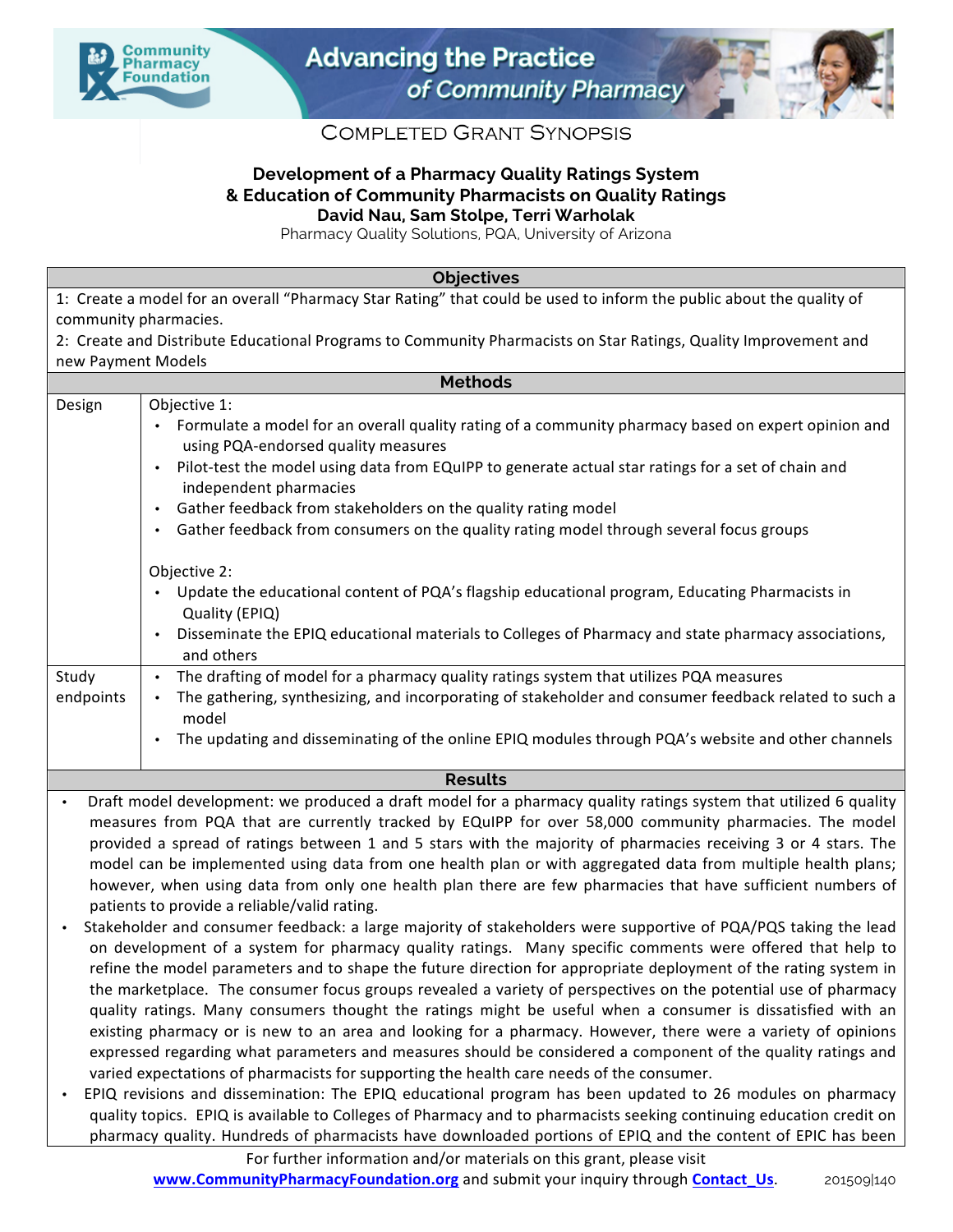Community Pharmacy Foundation

Advancing the Practice of Community Pharmacy

COMPLETED GRANT SYNOPSIS

## Development of a Pharmacy Quality Ratings System & Education of Community Pharmacists on Quality Ratings

**David Nau, Sam Stolpe, Terri Warholak**

Pharmacy Quality Solutions, PQA, University of Arizona

| Objectives | |
|---|---|
| 1: Create a model for an overall "Pharmacy Star Rating" that could be used to inform the public about the quality of community pharmacies.<br>2: Create and Distribute Educational Programs to Community Pharmacists on Star Ratings, Quality Improvement and new Payment Models | |
| **Methods** | |
| Design | Objective 1:<br>• Formulate a model for an overall quality rating of a community pharmacy based on expert opinion and using PQA-endorsed quality measures<br>• Pilot-test the model using data from EQuIPP to generate actual star ratings for a set of chain and independent pharmacies<br>• Gather feedback from stakeholders on the quality rating model<br>• Gather feedback from consumers on the quality rating model through several focus groups<br><br>Objective 2:<br>• Update the educational content of PQA's flagship educational program, Educating Pharmacists in Quality (EPIQ)<br>• Disseminate the EPIQ educational materials to Colleges of Pharmacy and state pharmacy associations, and others |
| Study endpoints | • The drafting of model for a pharmacy quality ratings system that utilizes PQA measures<br>• The gathering, synthesizing, and incorporating of stakeholder and consumer feedback related to such a model<br>• The updating and disseminating of the online EPIQ modules through PQA's website and other channels |

**Results**

- Draft model development: we produced a draft model for a pharmacy quality ratings system that utilized 6 quality measures from PQA that are currently tracked by EQuIPP for over 58,000 community pharmacies. The model provided a spread of ratings between 1 and 5 stars with the majority of pharmacies receiving 3 or 4 stars. The model can be implemented using data from one health plan or with aggregated data from multiple health plans; however, when using data from only one health plan there are few pharmacies that have sufficient numbers of patients to provide a reliable/valid rating.
- Stakeholder and consumer feedback: a large majority of stakeholders were supportive of PQA/PQS taking the lead on development of a system for pharmacy quality ratings. Many specific comments were offered that help to refine the model parameters and to shape the future direction for appropriate deployment of the rating system in the marketplace. The consumer focus groups revealed a variety of perspectives on the potential use of pharmacy quality ratings. Many consumers thought the ratings might be useful when a consumer is dissatisfied with an existing pharmacy or is new to an area and looking for a pharmacy. However, there were a variety of opinions expressed regarding what parameters and measures should be considered a component of the quality ratings and varied expectations of pharmacists for supporting the health care needs of the consumer.
- EPIQ revisions and dissemination: The EPIQ educational program has been updated to 26 modules on pharmacy quality topics. EPIQ is available to Colleges of Pharmacy and to pharmacists seeking continuing education credit on pharmacy quality. Hundreds of pharmacists have downloaded portions of EPIQ and the content of EPIC has been

For further information and/or materials on this grant, please visit **www.CommunityPharmacyFoundation.org** and submit your inquiry through **Contact_Us**. 201509|140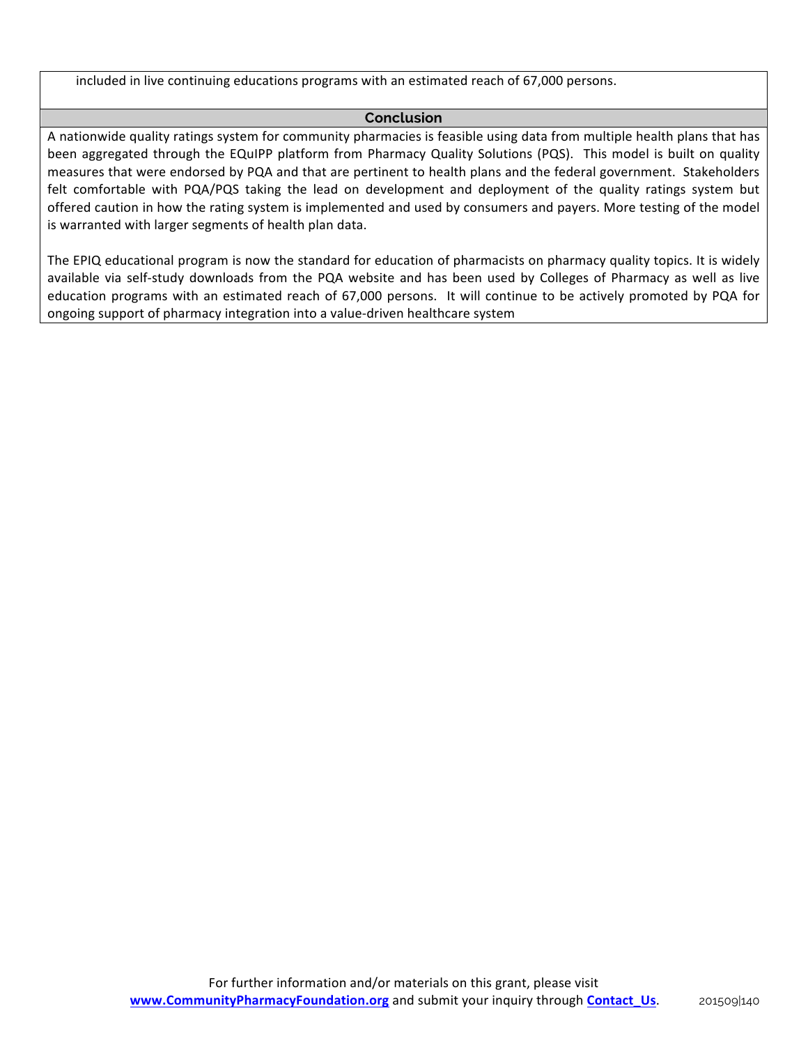included in live continuing educations programs with an estimated reach of 67,000 persons.

## Conclusion

A nationwide quality ratings system for community pharmacies is feasible using data from multiple health plans that has been aggregated through the EQuIPP platform from Pharmacy Quality Solutions (PQS). This model is built on quality measures that were endorsed by PQA and that are pertinent to health plans and the federal government. Stakeholders felt comfortable with PQA/PQS taking the lead on development and deployment of the quality ratings system but offered caution in how the rating system is implemented and used by consumers and payers. More testing of the model is warranted with larger segments of health plan data.

The EPIQ educational program is now the standard for education of pharmacists on pharmacy quality topics. It is widely available via self-study downloads from the PQA website and has been used by Colleges of Pharmacy as well as live education programs with an estimated reach of 67,000 persons. It will continue to be actively promoted by PQA for ongoing support of pharmacy integration into a value-driven healthcare system

For further information and/or materials on this grant, please visit **www.CommunityPharmacyFoundation.org** and submit your inquiry through **Contact_Us**.

201509|140